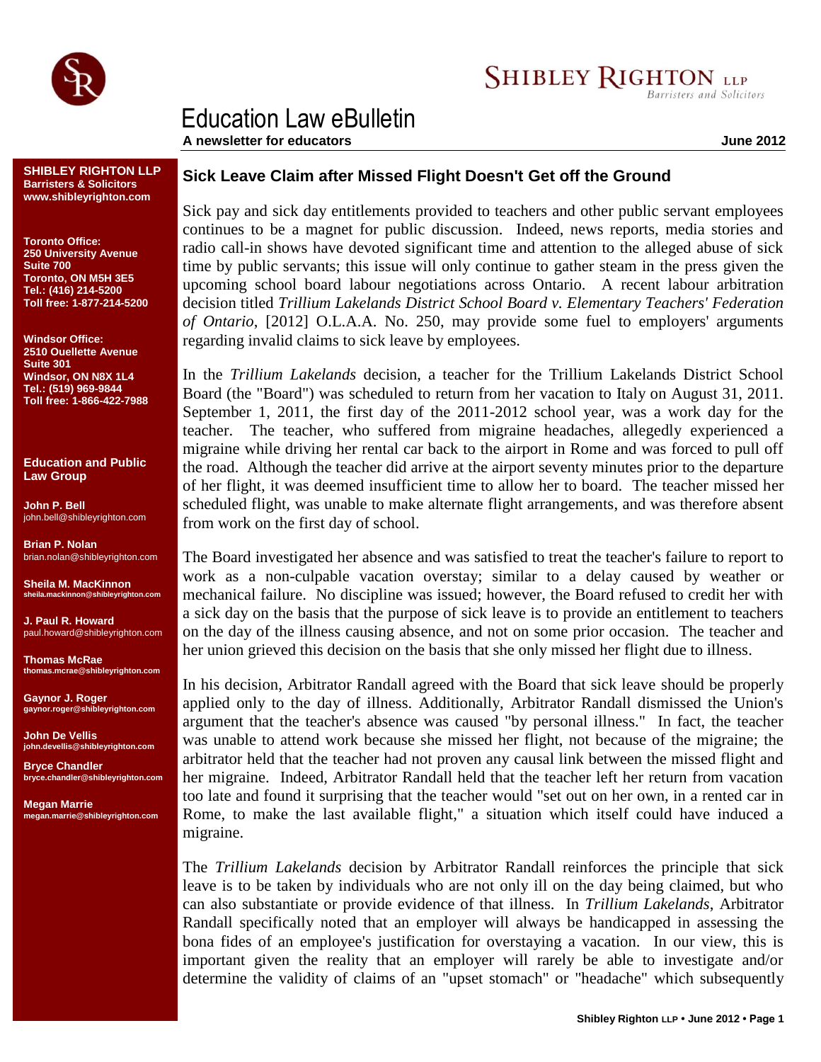# Education Law eBulletin

**A newsletter for educators** **June 2012**

**SHIBLEY RIGHTON LLP**
**Barristers & Solicitors**
**www.shibleyrighton.com**

**Toronto Office:**
**250 University Avenue**
**Suite 700**
**Toronto, ON M5H 3E5**
**Tel.: (416) 214-5200**
**Toll free: 1-877-214-5200**

**Windsor Office:**
**2510 Ouellette Avenue**
**Suite 301**
**Windsor, ON N8X 1L4**
**Tel.: (519) 969-9844**
**Toll free: 1-866-422-7988**

**Education and Public Law Group**

**John P. Bell**
john.bell@shibleyrighton.com

**Brian P. Nolan**
brian.nolan@shibleyrighton.com

**Sheila M. MacKinnon**
sheila.mackinnon@shibleyrighton.com

**J. Paul R. Howard**
paul.howard@shibleyrighton.com

**Thomas McRae**
thomas.mcrae@shibleyrighton.com

**Gaynor J. Roger**
gaynor.roger@shibleyrighton.com

**John De Vellis**
john.devellis@shibleyrighton.com

**Bryce Chandler**
bryce.chandler@shibleyrighton.com

**Megan Marrie**
megan.marrie@shibleyrighton.com

## Sick Leave Claim after Missed Flight Doesn't Get off the Ground

Sick pay and sick day entitlements provided to teachers and other public servant employees continues to be a magnet for public discussion. Indeed, news reports, media stories and radio call-in shows have devoted significant time and attention to the alleged abuse of sick time by public servants; this issue will only continue to gather steam in the press given the upcoming school board labour negotiations across Ontario. A recent labour arbitration decision titled *Trillium Lakelands District School Board v. Elementary Teachers' Federation of Ontario*, [2012] O.L.A.A. No. 250, may provide some fuel to employers' arguments regarding invalid claims to sick leave by employees.

In the *Trillium Lakelands* decision, a teacher for the Trillium Lakelands District School Board (the "Board") was scheduled to return from her vacation to Italy on August 31, 2011. September 1, 2011, the first day of the 2011-2012 school year, was a work day for the teacher. The teacher, who suffered from migraine headaches, allegedly experienced a migraine while driving her rental car back to the airport in Rome and was forced to pull off the road. Although the teacher did arrive at the airport seventy minutes prior to the departure of her flight, it was deemed insufficient time to allow her to board. The teacher missed her scheduled flight, was unable to make alternate flight arrangements, and was therefore absent from work on the first day of school.

The Board investigated her absence and was satisfied to treat the teacher's failure to report to work as a non-culpable vacation overstay; similar to a delay caused by weather or mechanical failure. No discipline was issued; however, the Board refused to credit her with a sick day on the basis that the purpose of sick leave is to provide an entitlement to teachers on the day of the illness causing absence, and not on some prior occasion. The teacher and her union grieved this decision on the basis that she only missed her flight due to illness.

In his decision, Arbitrator Randall agreed with the Board that sick leave should be properly applied only to the day of illness. Additionally, Arbitrator Randall dismissed the Union's argument that the teacher's absence was caused "by personal illness." In fact, the teacher was unable to attend work because she missed her flight, not because of the migraine; the arbitrator held that the teacher had not proven any causal link between the missed flight and her migraine. Indeed, Arbitrator Randall held that the teacher left her return from vacation too late and found it surprising that the teacher would "set out on her own, in a rented car in Rome, to make the last available flight," a situation which itself could have induced a migraine.

The *Trillium Lakelands* decision by Arbitrator Randall reinforces the principle that sick leave is to be taken by individuals who are not only ill on the day being claimed, but who can also substantiate or provide evidence of that illness. In *Trillium Lakelands*, Arbitrator Randall specifically noted that an employer will always be handicapped in assessing the bona fides of an employee's justification for overstaying a vacation. In our view, this is important given the reality that an employer will rarely be able to investigate and/or determine the validity of claims of an "upset stomach" or "headache" which subsequently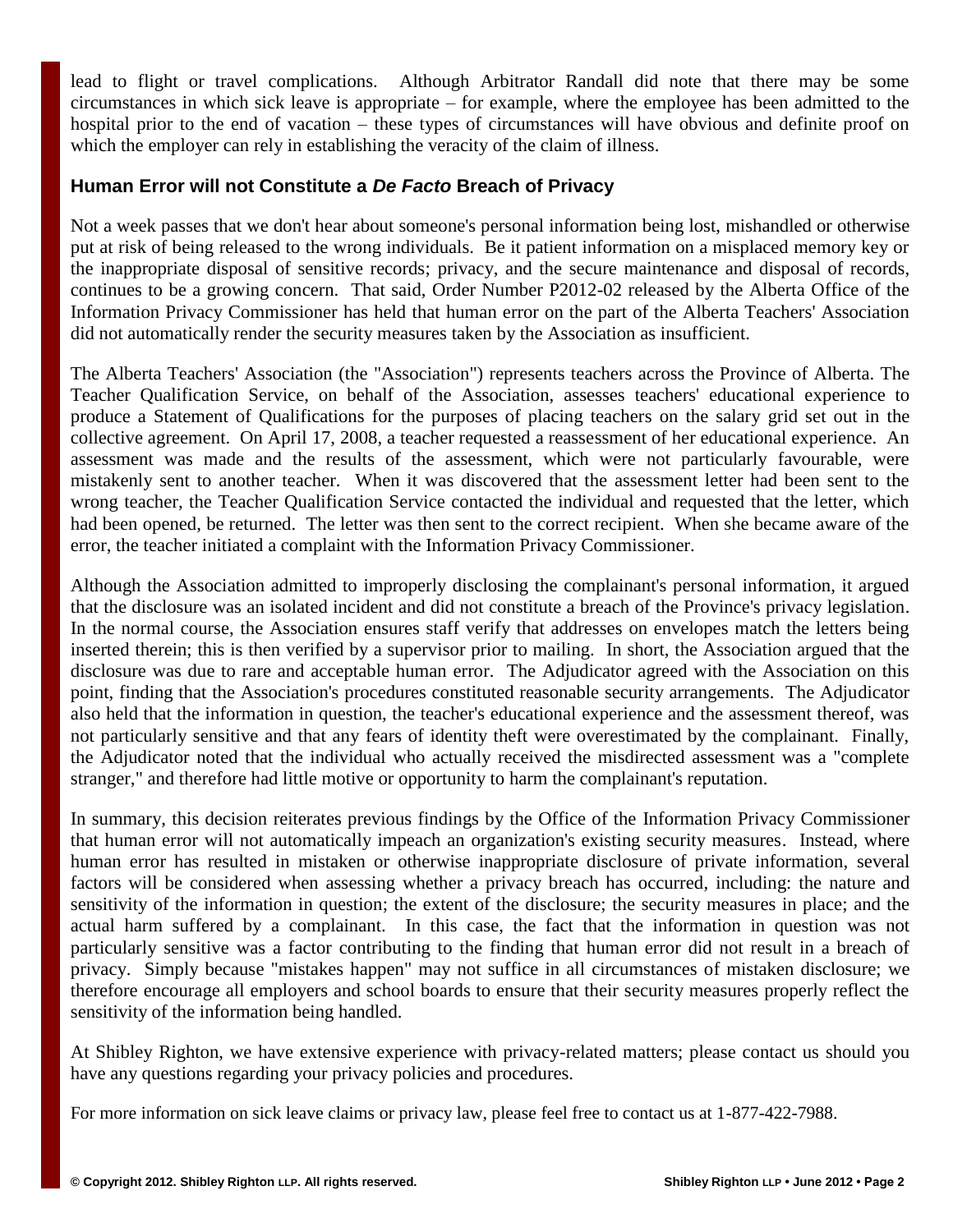lead to flight or travel complications. Although Arbitrator Randall did note that there may be some circumstances in which sick leave is appropriate – for example, where the employee has been admitted to the hospital prior to the end of vacation – these types of circumstances will have obvious and definite proof on which the employer can rely in establishing the veracity of the claim of illness.

## Human Error will not Constitute a *De Facto* Breach of Privacy

Not a week passes that we don't hear about someone's personal information being lost, mishandled or otherwise put at risk of being released to the wrong individuals. Be it patient information on a misplaced memory key or the inappropriate disposal of sensitive records; privacy, and the secure maintenance and disposal of records, continues to be a growing concern. That said, Order Number P2012-02 released by the Alberta Office of the Information Privacy Commissioner has held that human error on the part of the Alberta Teachers' Association did not automatically render the security measures taken by the Association as insufficient.

The Alberta Teachers' Association (the "Association") represents teachers across the Province of Alberta. The Teacher Qualification Service, on behalf of the Association, assesses teachers' educational experience to produce a Statement of Qualifications for the purposes of placing teachers on the salary grid set out in the collective agreement. On April 17, 2008, a teacher requested a reassessment of her educational experience. An assessment was made and the results of the assessment, which were not particularly favourable, were mistakenly sent to another teacher. When it was discovered that the assessment letter had been sent to the wrong teacher, the Teacher Qualification Service contacted the individual and requested that the letter, which had been opened, be returned. The letter was then sent to the correct recipient. When she became aware of the error, the teacher initiated a complaint with the Information Privacy Commissioner.

Although the Association admitted to improperly disclosing the complainant's personal information, it argued that the disclosure was an isolated incident and did not constitute a breach of the Province's privacy legislation. In the normal course, the Association ensures staff verify that addresses on envelopes match the letters being inserted therein; this is then verified by a supervisor prior to mailing. In short, the Association argued that the disclosure was due to rare and acceptable human error. The Adjudicator agreed with the Association on this point, finding that the Association's procedures constituted reasonable security arrangements. The Adjudicator also held that the information in question, the teacher's educational experience and the assessment thereof, was not particularly sensitive and that any fears of identity theft were overestimated by the complainant. Finally, the Adjudicator noted that the individual who actually received the misdirected assessment was a "complete stranger," and therefore had little motive or opportunity to harm the complainant's reputation.

In summary, this decision reiterates previous findings by the Office of the Information Privacy Commissioner that human error will not automatically impeach an organization's existing security measures. Instead, where human error has resulted in mistaken or otherwise inappropriate disclosure of private information, several factors will be considered when assessing whether a privacy breach has occurred, including: the nature and sensitivity of the information in question; the extent of the disclosure; the security measures in place; and the actual harm suffered by a complainant. In this case, the fact that the information in question was not particularly sensitive was a factor contributing to the finding that human error did not result in a breach of privacy. Simply because "mistakes happen" may not suffice in all circumstances of mistaken disclosure; we therefore encourage all employers and school boards to ensure that their security measures properly reflect the sensitivity of the information being handled.

At Shibley Righton, we have extensive experience with privacy-related matters; please contact us should you have any questions regarding your privacy policies and procedures.

For more information on sick leave claims or privacy law, please feel free to contact us at 1-877-422-7988.

**© Copyright 2012. Shibley Righton LLP. All rights reserved.**